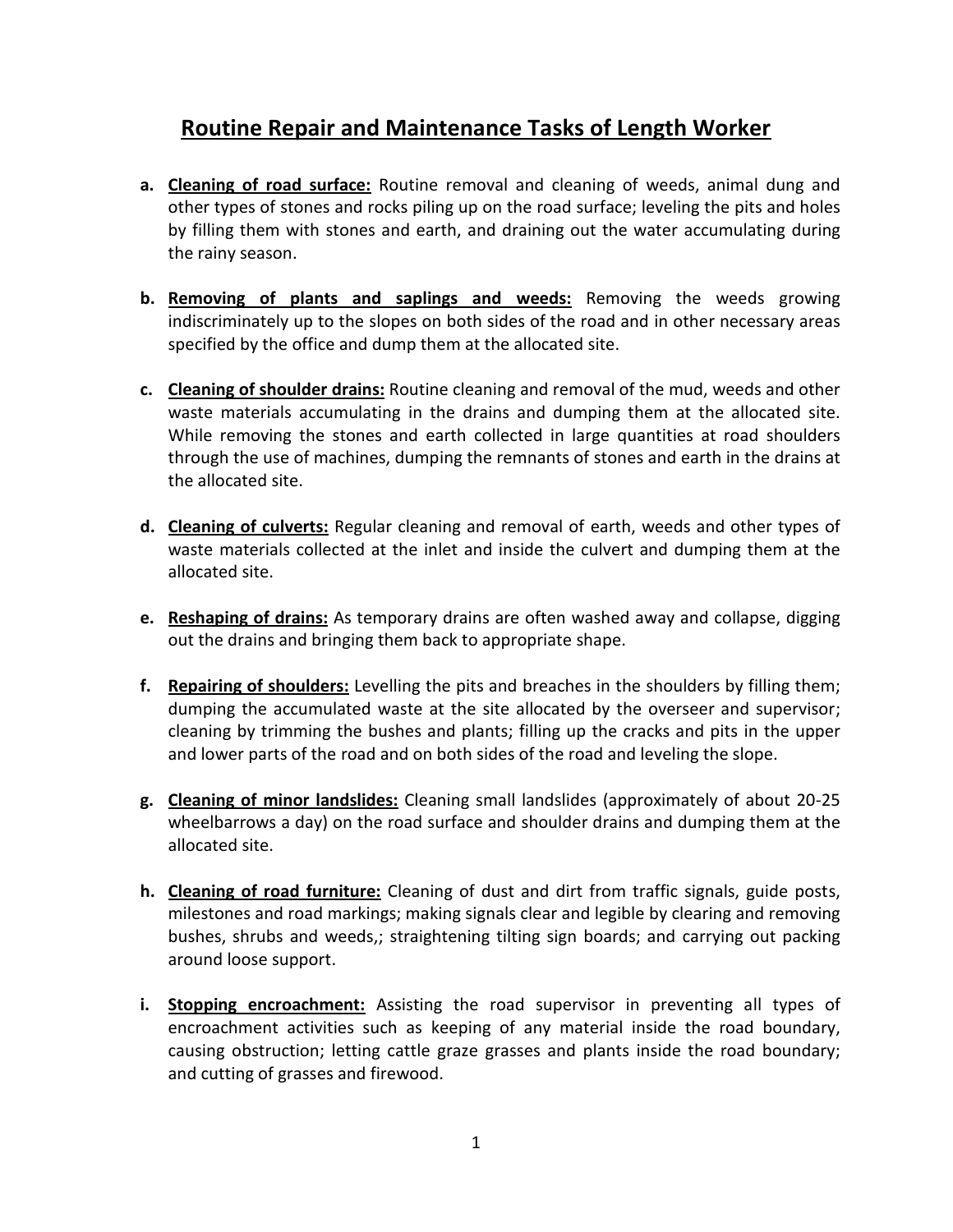# Routine Repair and Maintenance Tasks of Length Worker

a. **Cleaning of road surface:** Routine removal and cleaning of weeds, animal dung and other types of stones and rocks piling up on the road surface; leveling the pits and holes by filling them with stones and earth, and draining out the water accumulating during the rainy season.

b. **Removing of plants and saplings and weeds:** Removing the weeds growing indiscriminately up to the slopes on both sides of the road and in other necessary areas specified by the office and dump them at the allocated site.

c. **Cleaning of shoulder drains:** Routine cleaning and removal of the mud, weeds and other waste materials accumulating in the drains and dumping them at the allocated site. While removing the stones and earth collected in large quantities at road shoulders through the use of machines, dumping the remnants of stones and earth in the drains at the allocated site.

d. **Cleaning of culverts:** Regular cleaning and removal of earth, weeds and other types of waste materials collected at the inlet and inside the culvert and dumping them at the allocated site.

e. **Reshaping of drains:** As temporary drains are often washed away and collapse, digging out the drains and bringing them back to appropriate shape.

f. **Repairing of shoulders:** Levelling the pits and breaches in the shoulders by filling them; dumping the accumulated waste at the site allocated by the overseer and supervisor; cleaning by trimming the bushes and plants; filling up the cracks and pits in the upper and lower parts of the road and on both sides of the road and leveling the slope.

g. **Cleaning of minor landslides:** Cleaning small landslides (approximately of about 20-25 wheelbarrows a day) on the road surface and shoulder drains and dumping them at the allocated site.

h. **Cleaning of road furniture:** Cleaning of dust and dirt from traffic signals, guide posts, milestones and road markings; making signals clear and legible by clearing and removing bushes, shrubs and weeds,; straightening tilting sign boards; and carrying out packing around loose support.

i. **Stopping encroachment:** Assisting the road supervisor in preventing all types of encroachment activities such as keeping of any material inside the road boundary, causing obstruction; letting cattle graze grasses and plants inside the road boundary; and cutting of grasses and firewood.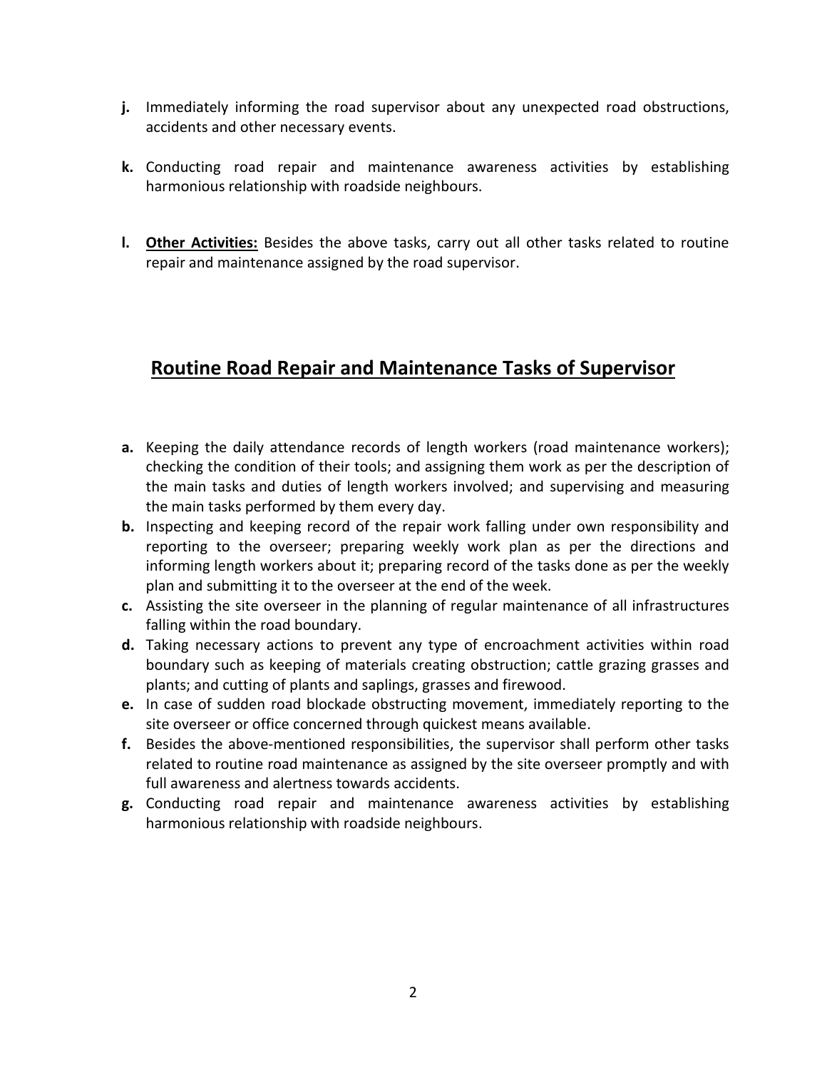**j.** Immediately informing the road supervisor about any unexpected road obstructions, accidents and other necessary events.

**k.** Conducting road repair and maintenance awareness activities by establishing harmonious relationship with roadside neighbours.

**l.** **<u>Other Activities:</u>** Besides the above tasks, carry out all other tasks related to routine repair and maintenance assigned by the road supervisor.

## <u>Routine Road Repair and Maintenance Tasks of Supervisor</u>

**a.** Keeping the daily attendance records of length workers (road maintenance workers); checking the condition of their tools; and assigning them work as per the description of the main tasks and duties of length workers involved; and supervising and measuring the main tasks performed by them every day.

**b.** Inspecting and keeping record of the repair work falling under own responsibility and reporting to the overseer; preparing weekly work plan as per the directions and informing length workers about it; preparing record of the tasks done as per the weekly plan and submitting it to the overseer at the end of the week.

**c.** Assisting the site overseer in the planning of regular maintenance of all infrastructures falling within the road boundary.

**d.** Taking necessary actions to prevent any type of encroachment activities within road boundary such as keeping of materials creating obstruction; cattle grazing grasses and plants; and cutting of plants and saplings, grasses and firewood.

**e.** In case of sudden road blockade obstructing movement, immediately reporting to the site overseer or office concerned through quickest means available.

**f.** Besides the above-mentioned responsibilities, the supervisor shall perform other tasks related to routine road maintenance as assigned by the site overseer promptly and with full awareness and alertness towards accidents.

**g.** Conducting road repair and maintenance awareness activities by establishing harmonious relationship with roadside neighbours.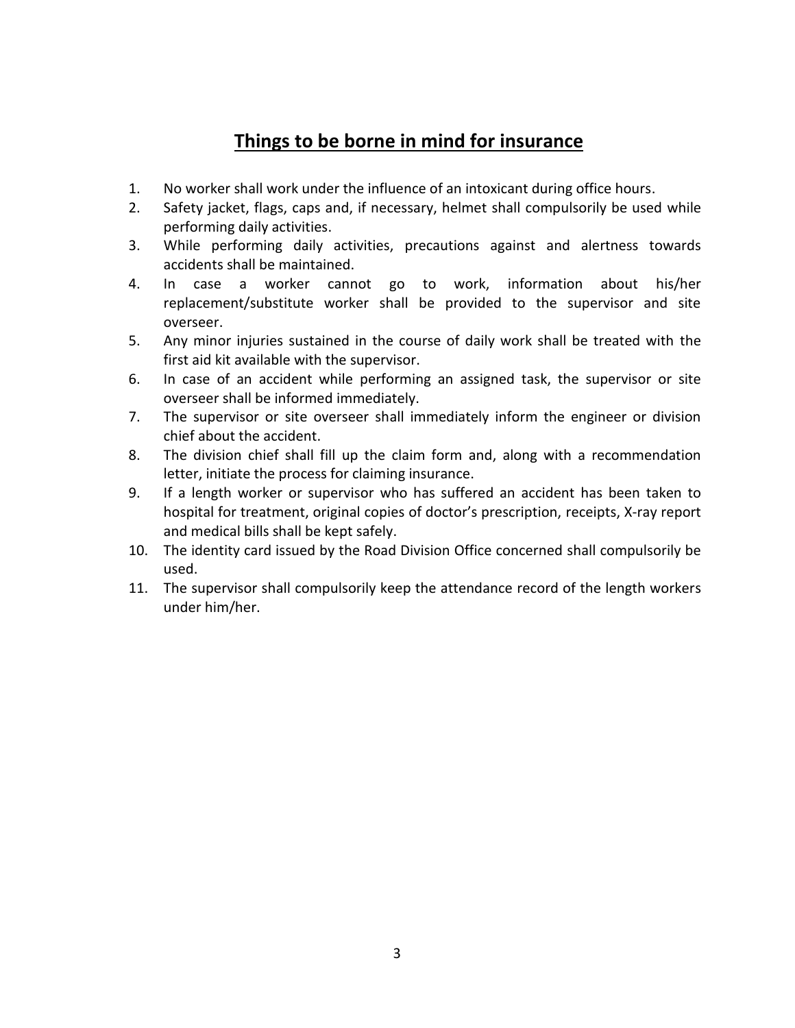## Things to be borne in mind for insurance

1. No worker shall work under the influence of an intoxicant during office hours.
2. Safety jacket, flags, caps and, if necessary, helmet shall compulsorily be used while performing daily activities.
3. While performing daily activities, precautions against and alertness towards accidents shall be maintained.
4. In case a worker cannot go to work, information about his/her replacement/substitute worker shall be provided to the supervisor and site overseer.
5. Any minor injuries sustained in the course of daily work shall be treated with the first aid kit available with the supervisor.
6. In case of an accident while performing an assigned task, the supervisor or site overseer shall be informed immediately.
7. The supervisor or site overseer shall immediately inform the engineer or division chief about the accident.
8. The division chief shall fill up the claim form and, along with a recommendation letter, initiate the process for claiming insurance.
9. If a length worker or supervisor who has suffered an accident has been taken to hospital for treatment, original copies of doctor's prescription, receipts, X-ray report and medical bills shall be kept safely.
10. The identity card issued by the Road Division Office concerned shall compulsorily be used.
11. The supervisor shall compulsorily keep the attendance record of the length workers under him/her.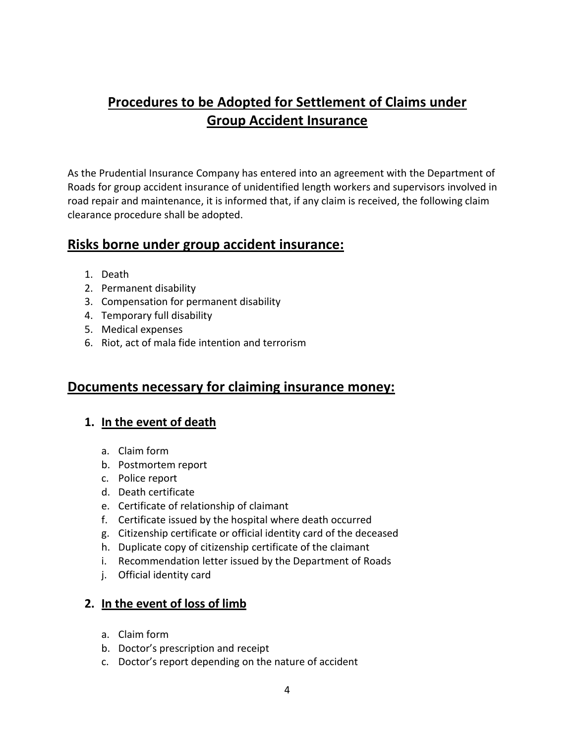# Procedures to be Adopted for Settlement of Claims under Group Accident Insurance

As the Prudential Insurance Company has entered into an agreement with the Department of Roads for group accident insurance of unidentified length workers and supervisors involved in road repair and maintenance, it is informed that, if any claim is received, the following claim clearance procedure shall be adopted.

## Risks borne under group accident insurance:

1. Death
2. Permanent disability
3. Compensation for permanent disability
4. Temporary full disability
5. Medical expenses
6. Riot, act of mala fide intention and terrorism

## Documents necessary for claiming insurance money:

### 1. In the event of death

a. Claim form
b. Postmortem report
c. Police report
d. Death certificate
e. Certificate of relationship of claimant
f. Certificate issued by the hospital where death occurred
g. Citizenship certificate or official identity card of the deceased
h. Duplicate copy of citizenship certificate of the claimant
i. Recommendation letter issued by the Department of Roads
j. Official identity card

### 2. In the event of loss of limb

a. Claim form
b. Doctor's prescription and receipt
c. Doctor's report depending on the nature of accident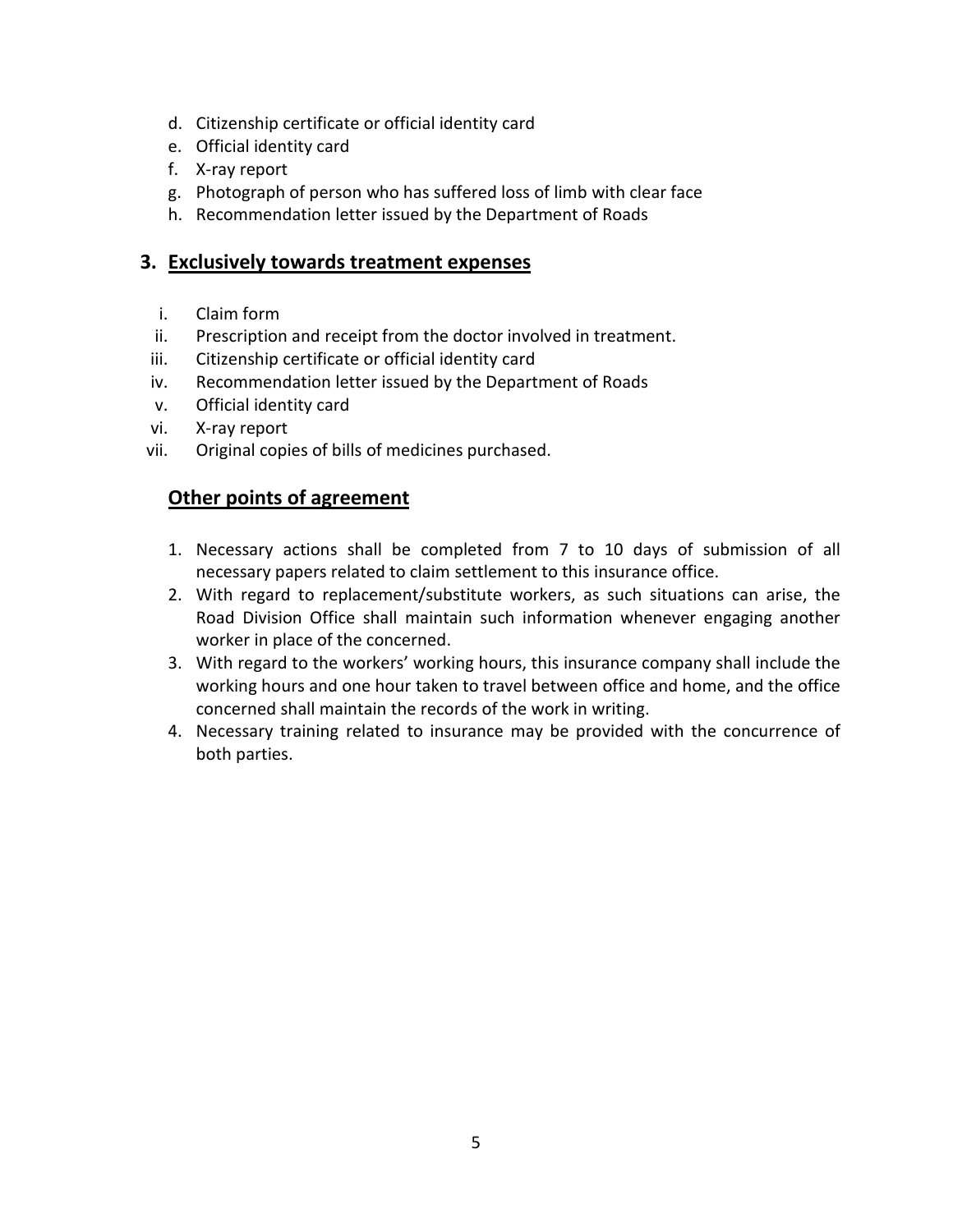d. Citizenship certificate or official identity card
e. Official identity card
f. X-ray report
g. Photograph of person who has suffered loss of limb with clear face
h. Recommendation letter issued by the Department of Roads

## 3. Exclusively towards treatment expenses

i. Claim form
ii. Prescription and receipt from the doctor involved in treatment.
iii. Citizenship certificate or official identity card
iv. Recommendation letter issued by the Department of Roads
v. Official identity card
vi. X-ray report
vii. Original copies of bills of medicines purchased.

## Other points of agreement

1. Necessary actions shall be completed from 7 to 10 days of submission of all necessary papers related to claim settlement to this insurance office.
2. With regard to replacement/substitute workers, as such situations can arise, the Road Division Office shall maintain such information whenever engaging another worker in place of the concerned.
3. With regard to the workers' working hours, this insurance company shall include the working hours and one hour taken to travel between office and home, and the office concerned shall maintain the records of the work in writing.
4. Necessary training related to insurance may be provided with the concurrence of both parties.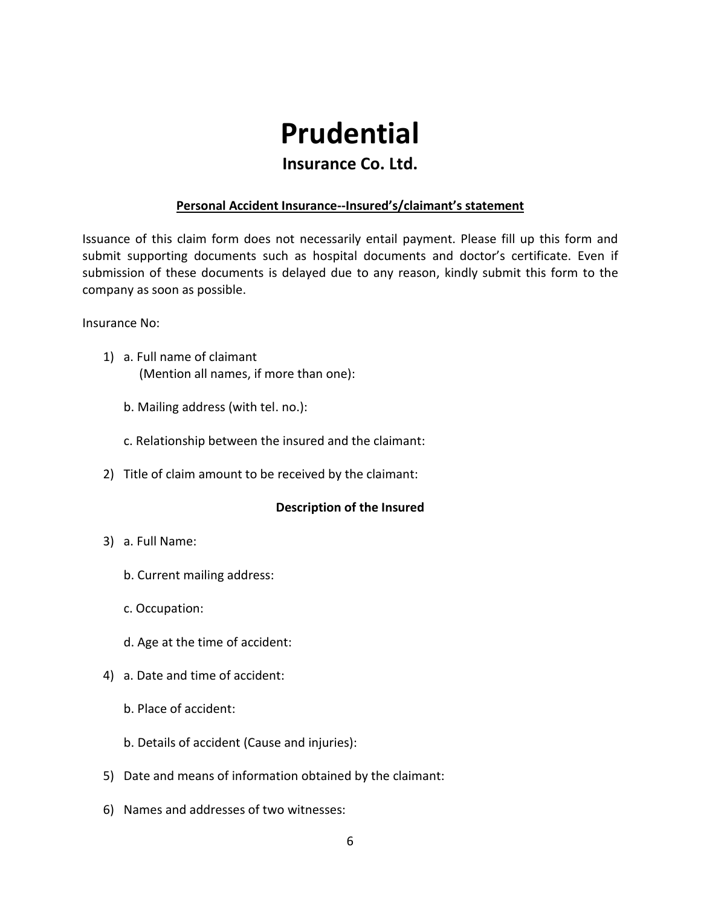# Prudential

## Insurance Co. Ltd.

**Personal Accident Insurance--Insured's/claimant's statement**

Issuance of this claim form does not necessarily entail payment. Please fill up this form and submit supporting documents such as hospital documents and doctor's certificate. Even if submission of these documents is delayed due to any reason, kindly submit this form to the company as soon as possible.

Insurance No:

1) a. Full name of claimant
   (Mention all names, if more than one):

   b. Mailing address (with tel. no.):

   c. Relationship between the insured and the claimant:

2) Title of claim amount to be received by the claimant:

**Description of the Insured**

3) a. Full Name:

   b. Current mailing address:

   c. Occupation:

   d. Age at the time of accident:

4) a. Date and time of accident:

   b. Place of accident:

   b. Details of accident (Cause and injuries):

5) Date and means of information obtained by the claimant:

6) Names and addresses of two witnesses: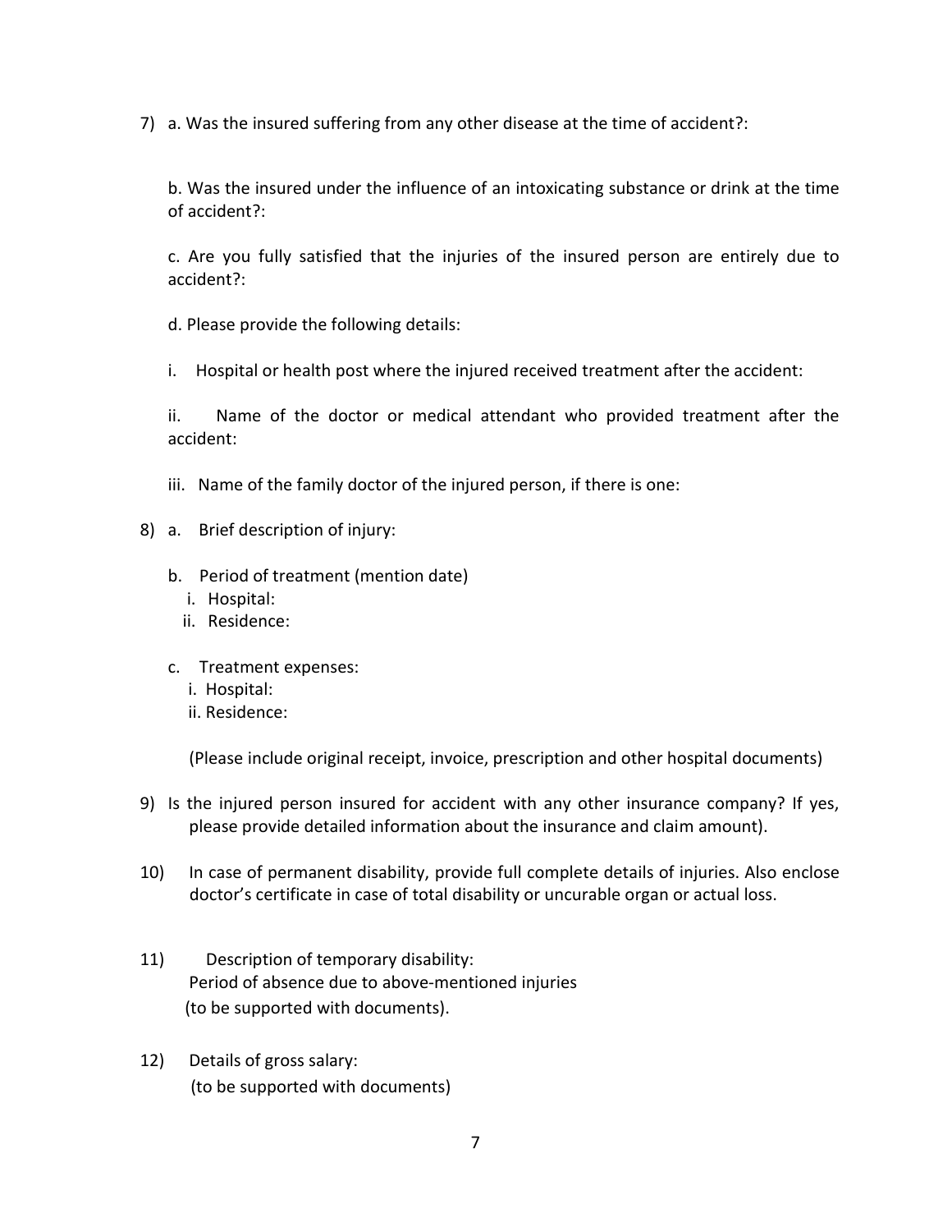7) a. Was the insured suffering from any other disease at the time of accident?:

   b. Was the insured under the influence of an intoxicating substance or drink at the time of accident?:

   c. Are you fully satisfied that the injuries of the insured person are entirely due to accident?:

   d. Please provide the following details:

   i. Hospital or health post where the injured received treatment after the accident:

   ii. Name of the doctor or medical attendant who provided treatment after the accident:

   iii. Name of the family doctor of the injured person, if there is one:

8) a. Brief description of injury:

   b. Period of treatment (mention date)
      i. Hospital:
      ii. Residence:

   c. Treatment expenses:
      i. Hospital:
      ii. Residence:

      (Please include original receipt, invoice, prescription and other hospital documents)

9) Is the injured person insured for accident with any other insurance company? If yes, please provide detailed information about the insurance and claim amount).

10) In case of permanent disability, provide full complete details of injuries. Also enclose doctor's certificate in case of total disability or uncurable organ or actual loss.

11) Description of temporary disability:
    Period of absence due to above-mentioned injuries
    (to be supported with documents).

12) Details of gross salary:
    (to be supported with documents)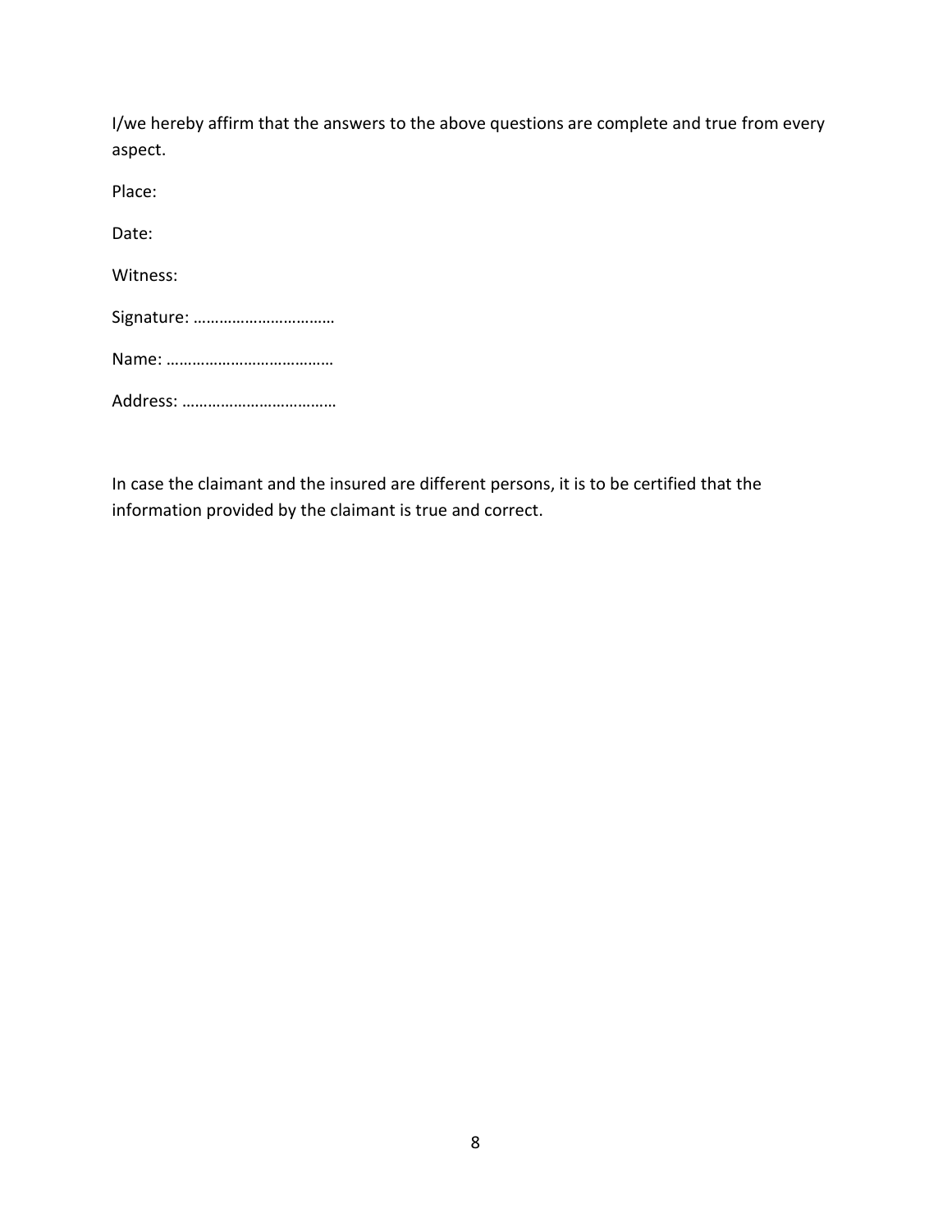I/we hereby affirm that the answers to the above questions are complete and true from every aspect.

Place:

Date:

Witness:

Signature: ……………………………

Name: …………………………………

Address: ………………………………

In case the claimant and the insured are different persons, it is to be certified that the information provided by the claimant is true and correct.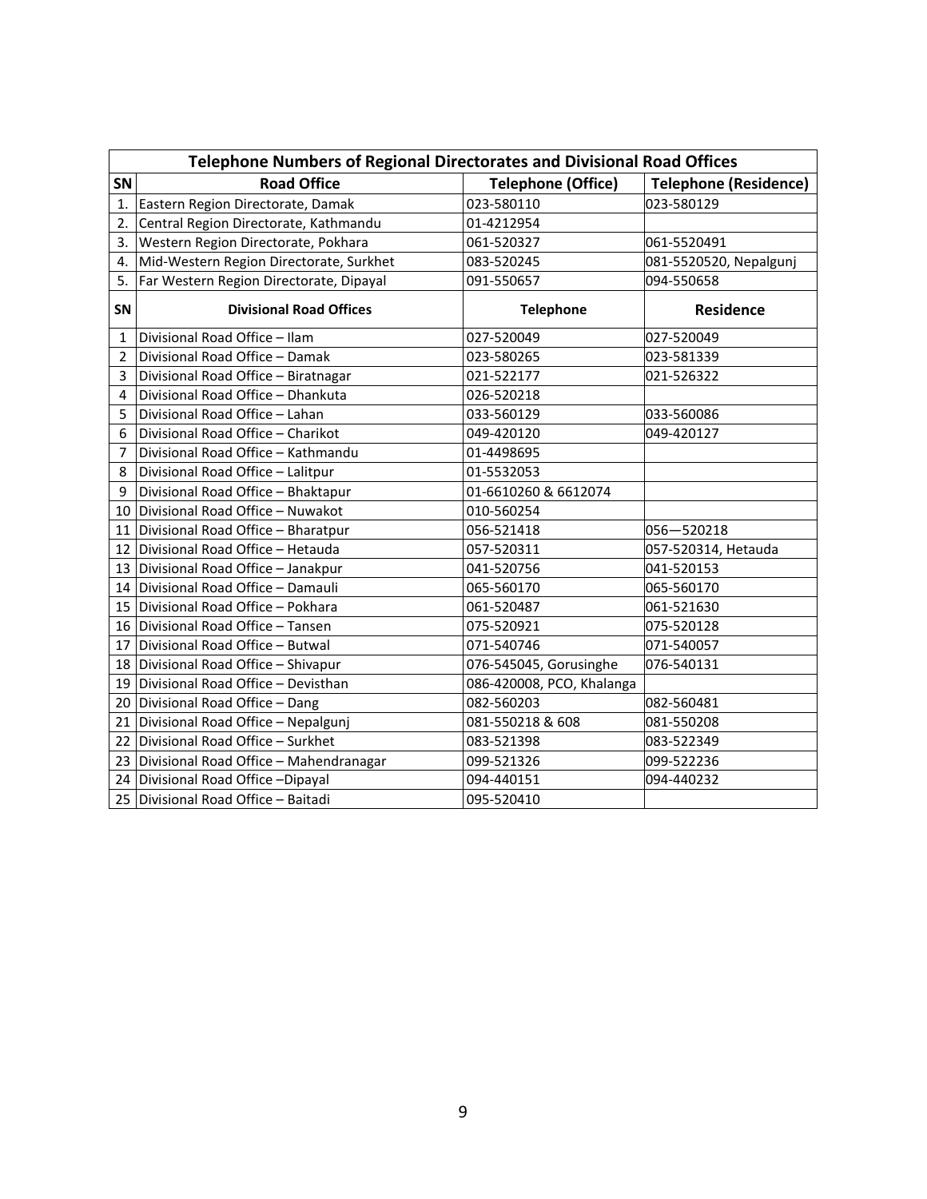| Telephone Numbers of Regional Directorates and Divisional Road Offices | | | |
|---|---|---|---|
| **SN** | **Road Office** | **Telephone (Office)** | **Telephone (Residence)** |
| 1. | Eastern Region Directorate, Damak | 023-580110 | 023-580129 |
| 2. | Central Region Directorate, Kathmandu | 01-4212954 | |
| 3. | Western Region Directorate, Pokhara | 061-520327 | 061-5520491 |
| 4. | Mid-Western Region Directorate, Surkhet | 083-520245 | 081-5520520, Nepalgunj |
| 5. | Far Western Region Directorate, Dipayal | 091-550657 | 094-550658 |
| **SN** | **Divisional Road Offices** | **Telephone** | **Residence** |
| 1 | Divisional Road Office – Ilam | 027-520049 | 027-520049 |
| 2 | Divisional Road Office – Damak | 023-580265 | 023-581339 |
| 3 | Divisional Road Office – Biratnagar | 021-522177 | 021-526322 |
| 4 | Divisional Road Office – Dhankuta | 026-520218 | |
| 5 | Divisional Road Office – Lahan | 033-560129 | 033-560086 |
| 6 | Divisional Road Office – Charikot | 049-420120 | 049-420127 |
| 7 | Divisional Road Office – Kathmandu | 01-4498695 | |
| 8 | Divisional Road Office – Lalitpur | 01-5532053 | |
| 9 | Divisional Road Office – Bhaktapur | 01-6610260 & 6612074 | |
| 10 | Divisional Road Office – Nuwakot | 010-560254 | |
| 11 | Divisional Road Office – Bharatpur | 056-521418 | 056—520218 |
| 12 | Divisional Road Office – Hetauda | 057-520311 | 057-520314, Hetauda |
| 13 | Divisional Road Office – Janakpur | 041-520756 | 041-520153 |
| 14 | Divisional Road Office – Damauli | 065-560170 | 065-560170 |
| 15 | Divisional Road Office – Pokhara | 061-520487 | 061-521630 |
| 16 | Divisional Road Office – Tansen | 075-520921 | 075-520128 |
| 17 | Divisional Road Office – Butwal | 071-540746 | 071-540057 |
| 18 | Divisional Road Office – Shivapur | 076-545045, Gorusinghe | 076-540131 |
| 19 | Divisional Road Office – Devisthan | 086-420008, PCO, Khalanga | |
| 20 | Divisional Road Office – Dang | 082-560203 | 082-560481 |
| 21 | Divisional Road Office – Nepalgunj | 081-550218 & 608 | 081-550208 |
| 22 | Divisional Road Office – Surkhet | 083-521398 | 083-522349 |
| 23 | Divisional Road Office – Mahendranagar | 099-521326 | 099-522236 |
| 24 | Divisional Road Office –Dipayal | 094-440151 | 094-440232 |
| 25 | Divisional Road Office – Baitadi | 095-520410 | |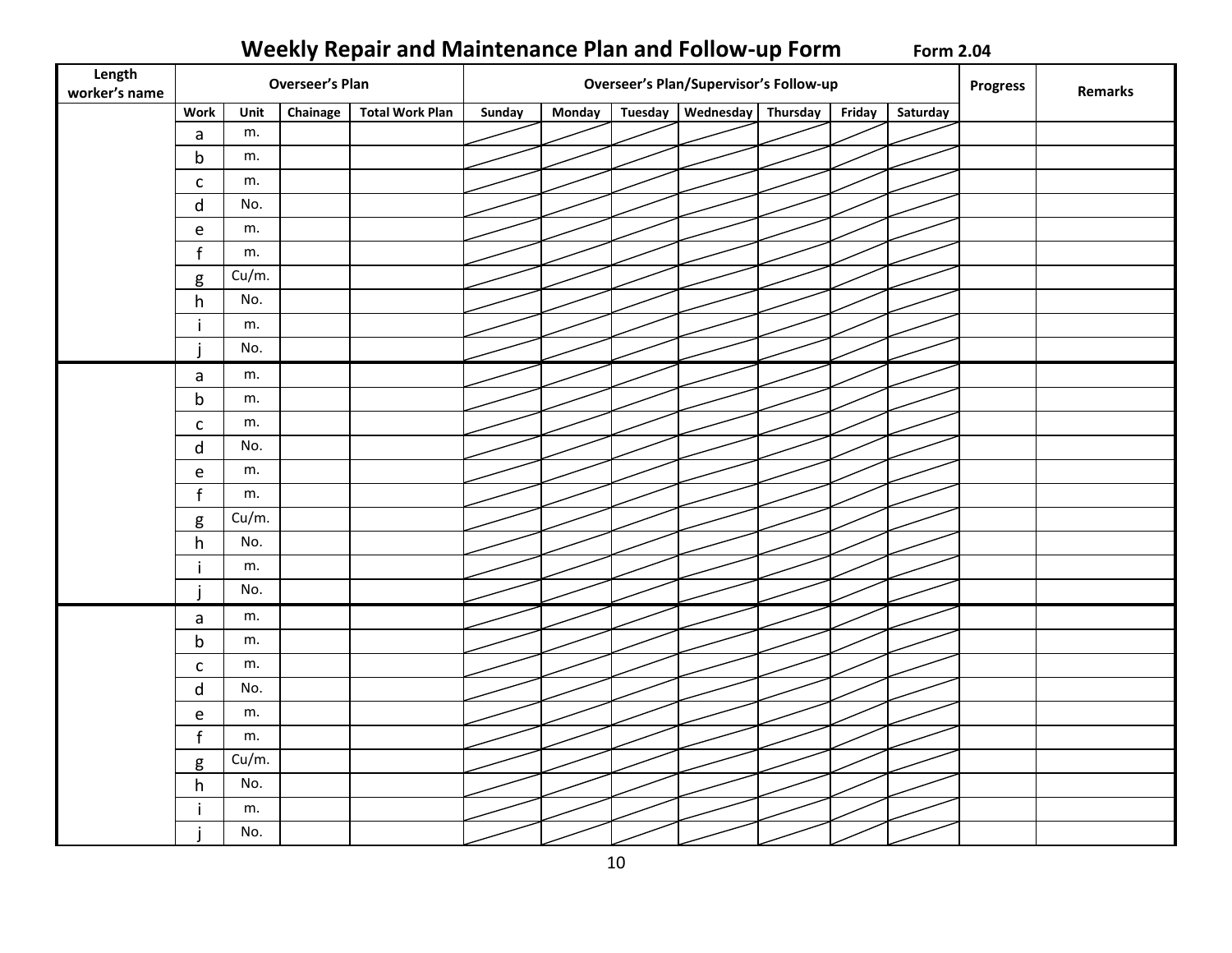# Weekly Repair and Maintenance Plan and Follow-up Form

**Form 2.04**

| Length worker's name | Overseer's Plan | | | | Overseer's Plan/Supervisor's Follow-up | | | | | | | Progress | Remarks |
|---|---|---|---|---|---|---|---|---|---|---|---|---|---|
| | Work | Unit | Chainage | Total Work Plan | Sunday | Monday | Tuesday | Wednesday | Thursday | Friday | Saturday | | |
| | a | m. | | | | | | | | | | | |
| | b | m. | | | | | | | | | | | |
| | c | m. | | | | | | | | | | | |
| | d | No. | | | | | | | | | | | |
| | e | m. | | | | | | | | | | | |
| | f | m. | | | | | | | | | | | |
| | g | Cu/m. | | | | | | | | | | | |
| | h | No. | | | | | | | | | | | |
| | i | m. | | | | | | | | | | | |
| | j | No. | | | | | | | | | | | |
| | a | m. | | | | | | | | | | | |
| | b | m. | | | | | | | | | | | |
| | c | m. | | | | | | | | | | | |
| | d | No. | | | | | | | | | | | |
| | e | m. | | | | | | | | | | | |
| | f | m. | | | | | | | | | | | |
| | g | Cu/m. | | | | | | | | | | | |
| | h | No. | | | | | | | | | | | |
| | i | m. | | | | | | | | | | | |
| | j | No. | | | | | | | | | | | |
| | a | m. | | | | | | | | | | | |
| | b | m. | | | | | | | | | | | |
| | c | m. | | | | | | | | | | | |
| | d | No. | | | | | | | | | | | |
| | e | m. | | | | | | | | | | | |
| | f | m. | | | | | | | | | | | |
| | g | Cu/m. | | | | | | | | | | | |
| | h | No. | | | | | | | | | | | |
| | i | m. | | | | | | | | | | | |
| | j | No. | | | | | | | | | | | |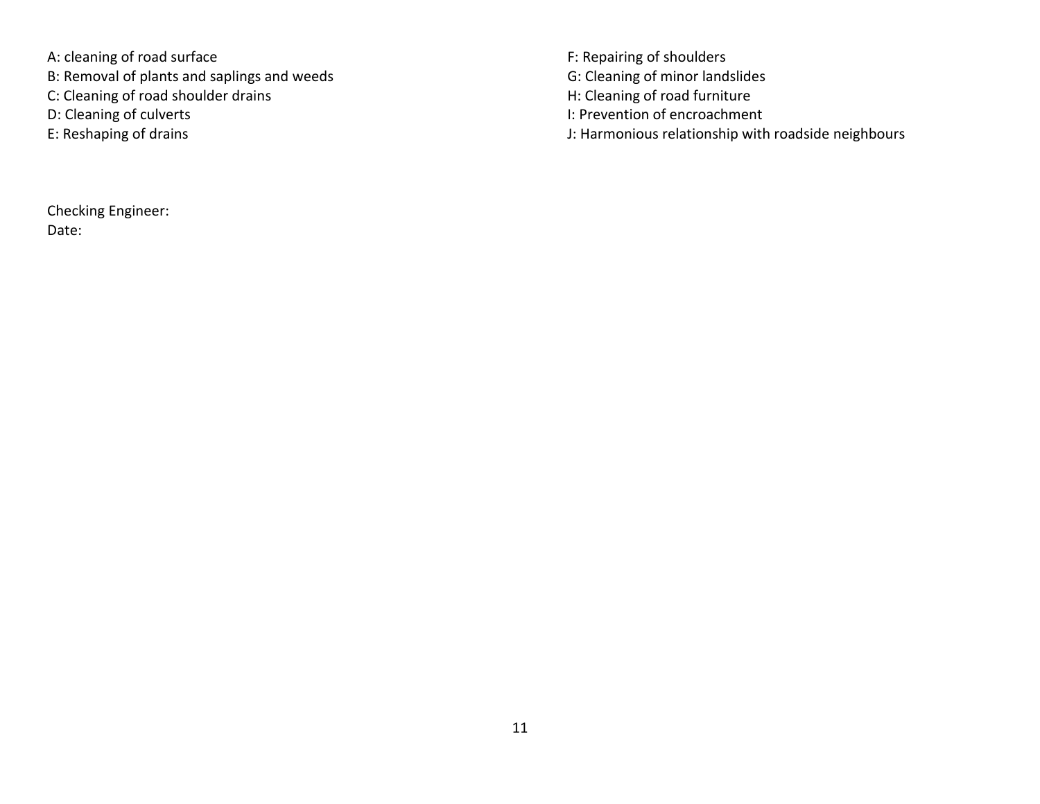A: cleaning of road surface
B: Removal of plants and saplings and weeds
C: Cleaning of road shoulder drains
D: Cleaning of culverts
E: Reshaping of drains
F: Repairing of shoulders
G: Cleaning of minor landslides
H: Cleaning of road furniture
I: Prevention of encroachment
J: Harmonious relationship with roadside neighbours

Checking Engineer:
Date: